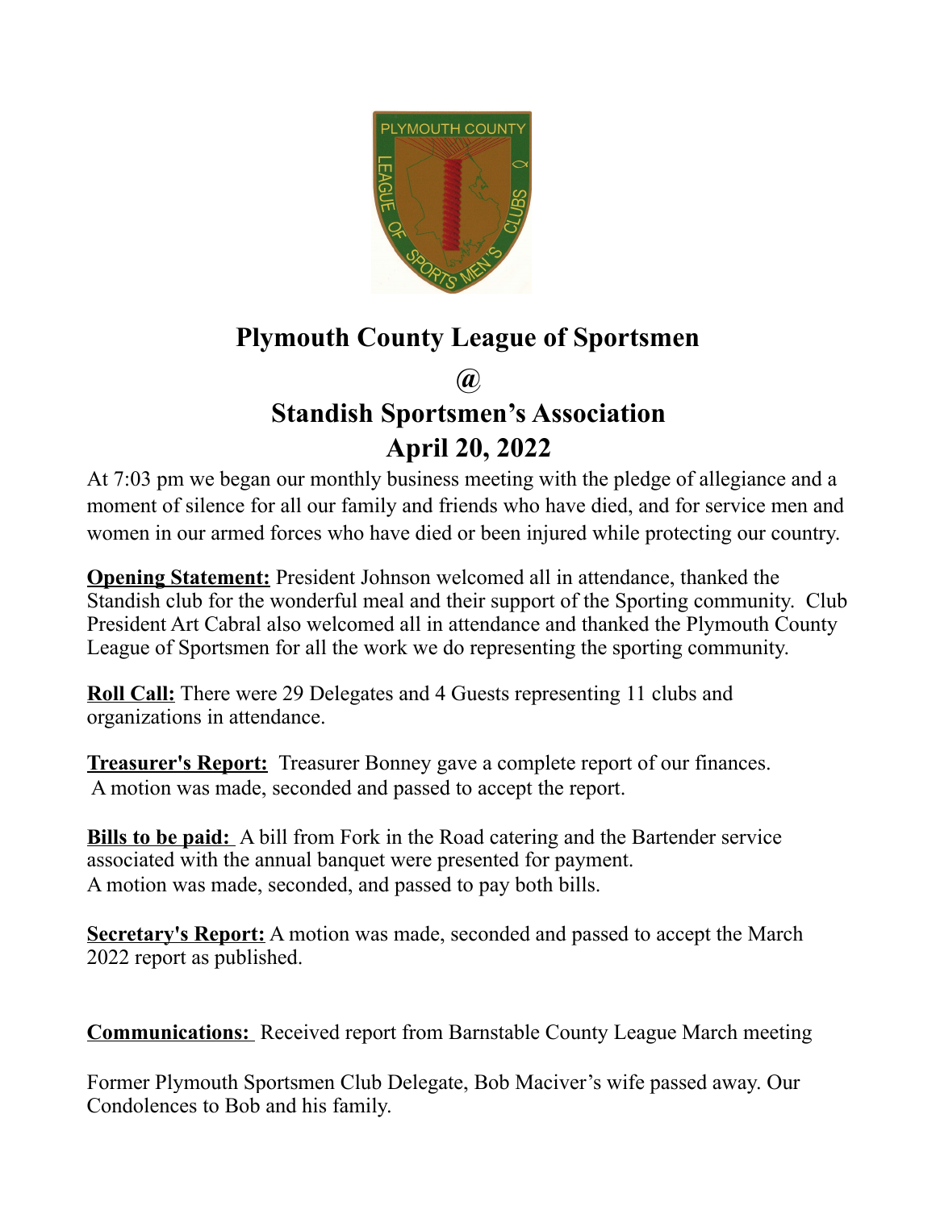# Plymouth County League of Sportsmen

## @

## Standish Sportsmen's Association

## April 20, 2022

At 7:03 pm we began our monthly business meeting with the pledge of allegiance and a moment of silence for all our family and friends who have died, and for service men and women in our armed forces who have died or been injured while protecting our country.

**Opening Statement:** President Johnson welcomed all in attendance, thanked the Standish club for the wonderful meal and their support of the Sporting community. Club President Art Cabral also welcomed all in attendance and thanked the Plymouth County League of Sportsmen for all the work we do representing the sporting community.

**Roll Call:** There were 29 Delegates and 4 Guests representing 11 clubs and organizations in attendance.

**Treasurer's Report:** Treasurer Bonney gave a complete report of our finances. A motion was made, seconded and passed to accept the report.

**Bills to be paid:** A bill from Fork in the Road catering and the Bartender service associated with the annual banquet were presented for payment.
A motion was made, seconded, and passed to pay both bills.

**Secretary's Report:** A motion was made, seconded and passed to accept the March 2022 report as published.

**Communications:** Received report from Barnstable County League March meeting

Former Plymouth Sportsmen Club Delegate, Bob Maciver's wife passed away. Our Condolences to Bob and his family.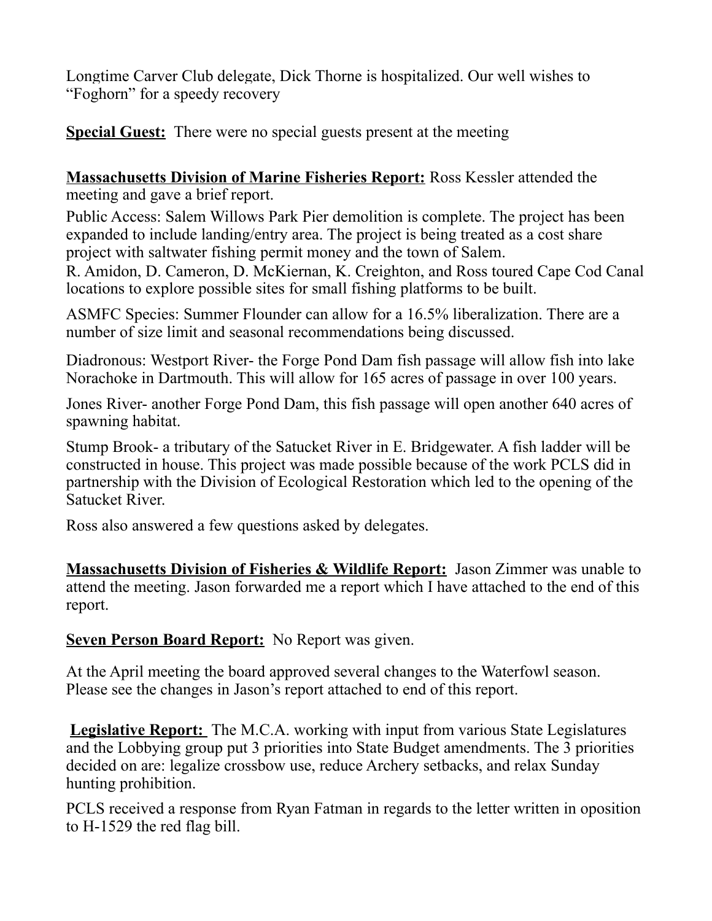Longtime Carver Club delegate, Dick Thorne is hospitalized. Our well wishes to "Foghorn" for a speedy recovery

**<u>Special Guest:</u>** There were no special guests present at the meeting

**<u>Massachusetts Division of Marine Fisheries Report:</u>** Ross Kessler attended the meeting and gave a brief report.

Public Access: Salem Willows Park Pier demolition is complete. The project has been expanded to include landing/entry area. The project is being treated as a cost share project with saltwater fishing permit money and the town of Salem.
R. Amidon, D. Cameron, D. McKiernan, K. Creighton, and Ross toured Cape Cod Canal locations to explore possible sites for small fishing platforms to be built.

ASMFC Species: Summer Flounder can allow for a 16.5% liberalization. There are a number of size limit and seasonal recommendations being discussed.

Diadronous: Westport River- the Forge Pond Dam fish passage will allow fish into lake Norachoke in Dartmouth. This will allow for 165 acres of passage in over 100 years.

Jones River- another Forge Pond Dam, this fish passage will open another 640 acres of spawning habitat.

Stump Brook- a tributary of the Satucket River in E. Bridgewater. A fish ladder will be constructed in house. This project was made possible because of the work PCLS did in partnership with the Division of Ecological Restoration which led to the opening of the Satucket River.

Ross also answered a few questions asked by delegates.

**<u>Massachusetts Division of Fisheries & Wildlife Report:</u>** Jason Zimmer was unable to attend the meeting. Jason forwarded me a report which I have attached to the end of this report.

**<u>Seven Person Board Report:</u>** No Report was given.

At the April meeting the board approved several changes to the Waterfowl season. Please see the changes in Jason's report attached to end of this report.

**<u>Legislative Report:</u>** The M.C.A. working with input from various State Legislatures and the Lobbying group put 3 priorities into State Budget amendments. The 3 priorities decided on are: legalize crossbow use, reduce Archery setbacks, and relax Sunday hunting prohibition.

PCLS received a response from Ryan Fatman in regards to the letter written in oposition to H-1529 the red flag bill.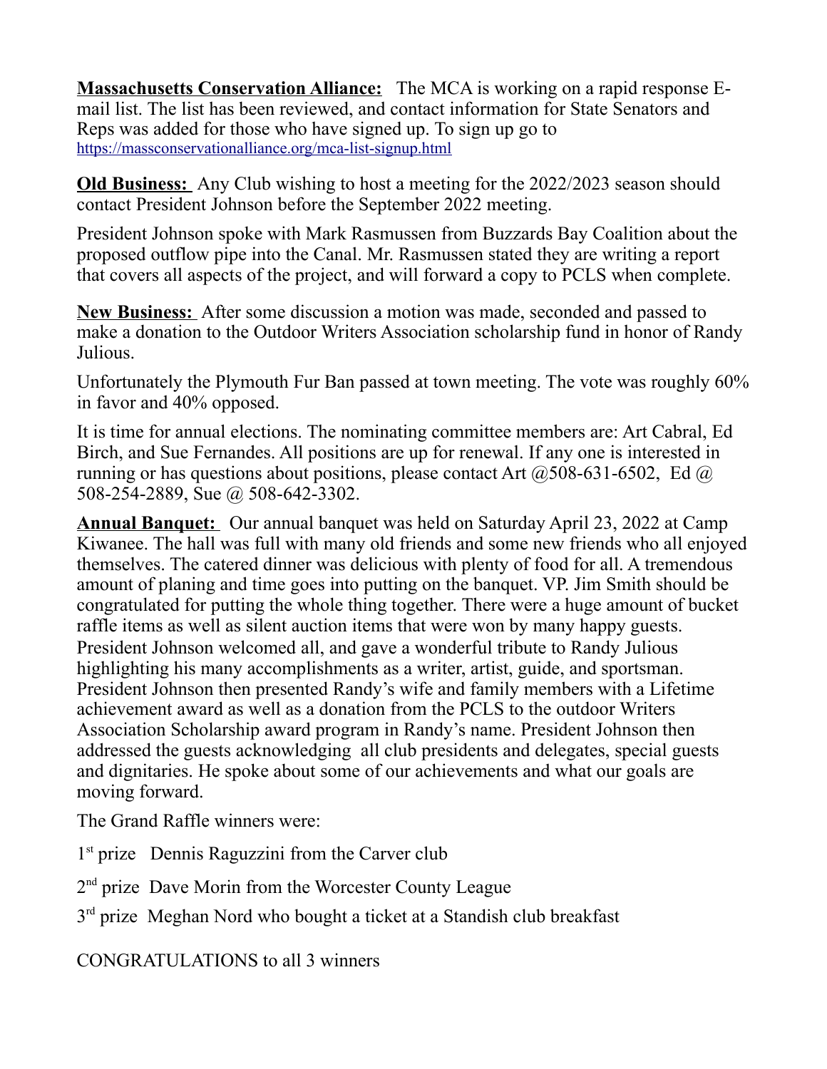**Massachusetts Conservation Alliance:** The MCA is working on a rapid response E-mail list. The list has been reviewed, and contact information for State Senators and Reps was added for those who have signed up. To sign up go to https://massconservationalliance.org/mca-list-signup.html

**Old Business:** Any Club wishing to host a meeting for the 2022/2023 season should contact President Johnson before the September 2022 meeting.

President Johnson spoke with Mark Rasmussen from Buzzards Bay Coalition about the proposed outflow pipe into the Canal. Mr. Rasmussen stated they are writing a report that covers all aspects of the project, and will forward a copy to PCLS when complete.

**New Business:** After some discussion a motion was made, seconded and passed to make a donation to the Outdoor Writers Association scholarship fund in honor of Randy Julious.

Unfortunately the Plymouth Fur Ban passed at town meeting. The vote was roughly 60% in favor and 40% opposed.

It is time for annual elections. The nominating committee members are: Art Cabral, Ed Birch, and Sue Fernandes. All positions are up for renewal. If any one is interested in running or has questions about positions, please contact Art @508-631-6502, Ed @ 508-254-2889, Sue @ 508-642-3302.

**Annual Banquet:** Our annual banquet was held on Saturday April 23, 2022 at Camp Kiwanee. The hall was full with many old friends and some new friends who all enjoyed themselves. The catered dinner was delicious with plenty of food for all. A tremendous amount of planing and time goes into putting on the banquet. VP. Jim Smith should be congratulated for putting the whole thing together. There were a huge amount of bucket raffle items as well as silent auction items that were won by many happy guests. President Johnson welcomed all, and gave a wonderful tribute to Randy Julious highlighting his many accomplishments as a writer, artist, guide, and sportsman. President Johnson then presented Randy's wife and family members with a Lifetime achievement award as well as a donation from the PCLS to the outdoor Writers Association Scholarship award program in Randy's name. President Johnson then addressed the guests acknowledging all club presidents and delegates, special guests and dignitaries. He spoke about some of our achievements and what our goals are moving forward.

The Grand Raffle winners were:

1st prize Dennis Raguzzini from the Carver club

2nd prize Dave Morin from the Worcester County League

3rd prize Meghan Nord who bought a ticket at a Standish club breakfast

CONGRATULATIONS to all 3 winners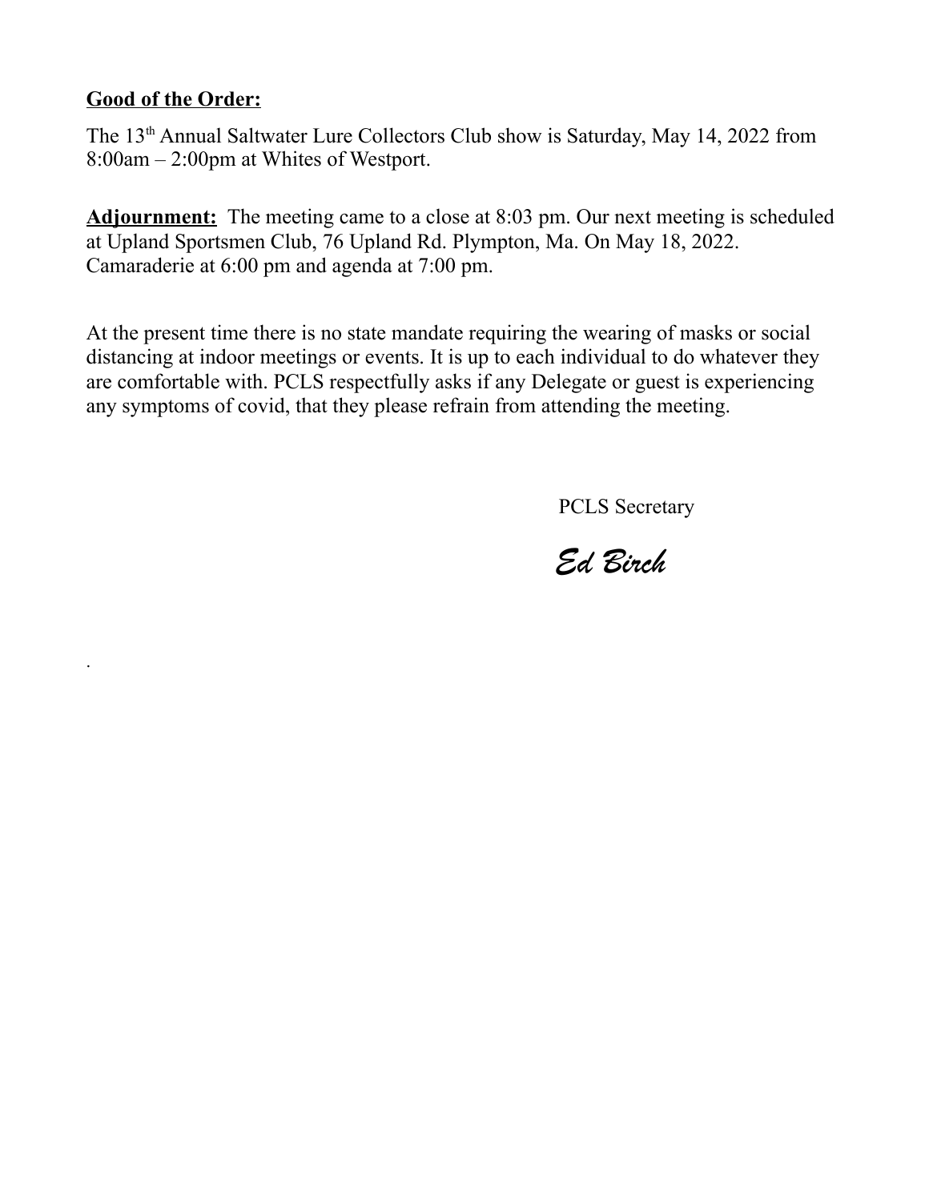**Good of the Order:**

The 13th Annual Saltwater Lure Collectors Club show is Saturday, May 14, 2022 from 8:00am – 2:00pm at Whites of Westport.

**Adjournment:** The meeting came to a close at 8:03 pm. Our next meeting is scheduled at Upland Sportsmen Club, 76 Upland Rd. Plympton, Ma. On May 18, 2022. Camaraderie at 6:00 pm and agenda at 7:00 pm.

At the present time there is no state mandate requiring the wearing of masks or social distancing at indoor meetings or events. It is up to each individual to do whatever they are comfortable with. PCLS respectfully asks if any Delegate or guest is experiencing any symptoms of covid, that they please refrain from attending the meeting.

PCLS Secretary

*Ed Birch*

.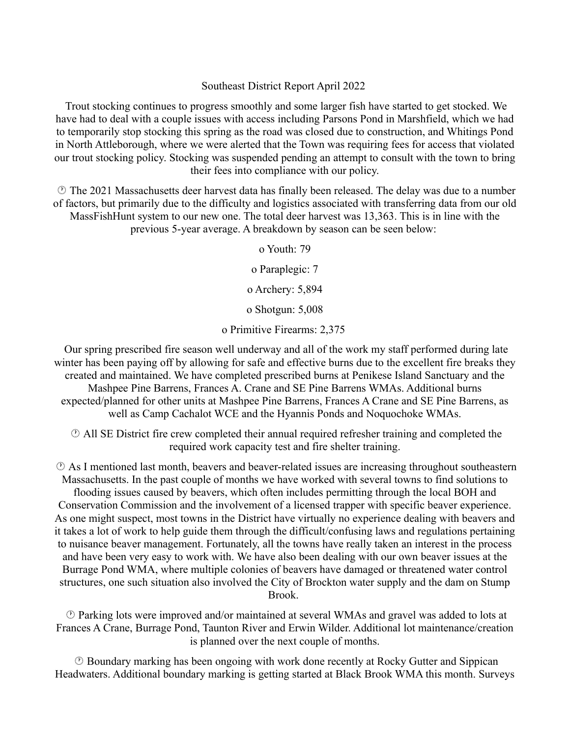Southeast District Report April 2022

Trout stocking continues to progress smoothly and some larger fish have started to get stocked. We have had to deal with a couple issues with access including Parsons Pond in Marshfield, which we had to temporarily stop stocking this spring as the road was closed due to construction, and Whitings Pond in North Attleborough, where we were alerted that the Town was requiring fees for access that violated our trout stocking policy. Stocking was suspended pending an attempt to consult with the town to bring their fees into compliance with our policy.

 The 2021 Massachusetts deer harvest data has finally been released. The delay was due to a number of factors, but primarily due to the difficulty and logistics associated with transferring data from our old MassFishHunt system to our new one. The total deer harvest was 13,363. This is in line with the previous 5-year average. A breakdown by season can be seen below:

- Youth: 79
- Paraplegic: 7
- Archery: 5,894
- Shotgun: 5,008
- Primitive Firearms: 2,375

Our spring prescribed fire season well underway and all of the work my staff performed during late winter has been paying off by allowing for safe and effective burns due to the excellent fire breaks they created and maintained. We have completed prescribed burns at Penikese Island Sanctuary and the Mashpee Pine Barrens, Frances A. Crane and SE Pine Barrens WMAs. Additional burns expected/planned for other units at Mashpee Pine Barrens, Frances A Crane and SE Pine Barrens, as well as Camp Cachalot WCE and the Hyannis Ponds and Noquochoke WMAs.

 All SE District fire crew completed their annual required refresher training and completed the required work capacity test and fire shelter training.

 As I mentioned last month, beavers and beaver-related issues are increasing throughout southeastern Massachusetts. In the past couple of months we have worked with several towns to find solutions to flooding issues caused by beavers, which often includes permitting through the local BOH and Conservation Commission and the involvement of a licensed trapper with specific beaver experience. As one might suspect, most towns in the District have virtually no experience dealing with beavers and it takes a lot of work to help guide them through the difficult/confusing laws and regulations pertaining to nuisance beaver management. Fortunately, all the towns have really taken an interest in the process and have been very easy to work with. We have also been dealing with our own beaver issues at the Burrage Pond WMA, where multiple colonies of beavers have damaged or threatened water control structures, one such situation also involved the City of Brockton water supply and the dam on Stump Brook.

 Parking lots were improved and/or maintained at several WMAs and gravel was added to lots at Frances A Crane, Burrage Pond, Taunton River and Erwin Wilder. Additional lot maintenance/creation is planned over the next couple of months.

 Boundary marking has been ongoing with work done recently at Rocky Gutter and Sippican Headwaters. Additional boundary marking is getting started at Black Brook WMA this month. Surveys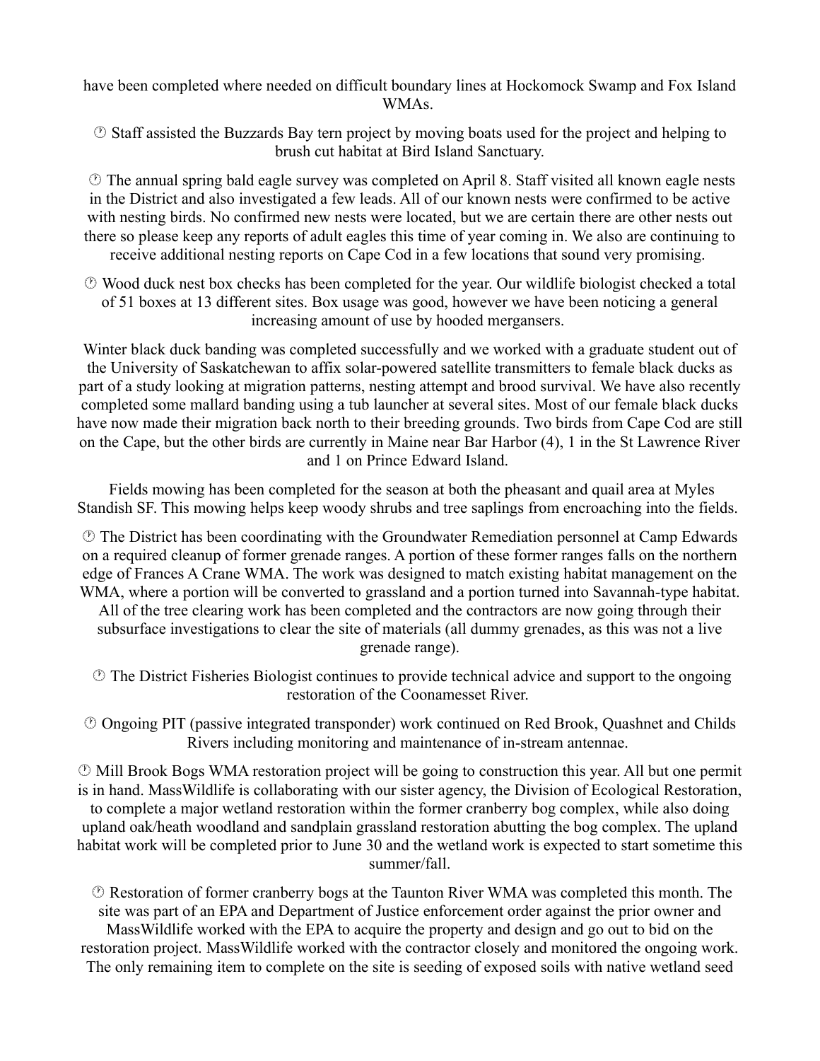have been completed where needed on difficult boundary lines at Hockomock Swamp and Fox Island WMAs.

🕐 Staff assisted the Buzzards Bay tern project by moving boats used for the project and helping to brush cut habitat at Bird Island Sanctuary.

🕐 The annual spring bald eagle survey was completed on April 8. Staff visited all known eagle nests in the District and also investigated a few leads. All of our known nests were confirmed to be active with nesting birds. No confirmed new nests were located, but we are certain there are other nests out there so please keep any reports of adult eagles this time of year coming in. We also are continuing to receive additional nesting reports on Cape Cod in a few locations that sound very promising.

🕐 Wood duck nest box checks has been completed for the year. Our wildlife biologist checked a total of 51 boxes at 13 different sites. Box usage was good, however we have been noticing a general increasing amount of use by hooded mergansers.

Winter black duck banding was completed successfully and we worked with a graduate student out of the University of Saskatchewan to affix solar-powered satellite transmitters to female black ducks as part of a study looking at migration patterns, nesting attempt and brood survival. We have also recently completed some mallard banding using a tub launcher at several sites. Most of our female black ducks have now made their migration back north to their breeding grounds. Two birds from Cape Cod are still on the Cape, but the other birds are currently in Maine near Bar Harbor (4), 1 in the St Lawrence River and 1 on Prince Edward Island.

Fields mowing has been completed for the season at both the pheasant and quail area at Myles Standish SF. This mowing helps keep woody shrubs and tree saplings from encroaching into the fields.

🕐 The District has been coordinating with the Groundwater Remediation personnel at Camp Edwards on a required cleanup of former grenade ranges. A portion of these former ranges falls on the northern edge of Frances A Crane WMA. The work was designed to match existing habitat management on the WMA, where a portion will be converted to grassland and a portion turned into Savannah-type habitat. All of the tree clearing work has been completed and the contractors are now going through their subsurface investigations to clear the site of materials (all dummy grenades, as this was not a live grenade range).

🕐 The District Fisheries Biologist continues to provide technical advice and support to the ongoing restoration of the Coonamesset River.

🕐 Ongoing PIT (passive integrated transponder) work continued on Red Brook, Quashnet and Childs Rivers including monitoring and maintenance of in-stream antennae.

🕐 Mill Brook Bogs WMA restoration project will be going to construction this year. All but one permit is in hand. MassWildlife is collaborating with our sister agency, the Division of Ecological Restoration, to complete a major wetland restoration within the former cranberry bog complex, while also doing upland oak/heath woodland and sandplain grassland restoration abutting the bog complex. The upland habitat work will be completed prior to June 30 and the wetland work is expected to start sometime this summer/fall.

🕐 Restoration of former cranberry bogs at the Taunton River WMA was completed this month. The site was part of an EPA and Department of Justice enforcement order against the prior owner and MassWildlife worked with the EPA to acquire the property and design and go out to bid on the restoration project. MassWildlife worked with the contractor closely and monitored the ongoing work. The only remaining item to complete on the site is seeding of exposed soils with native wetland seed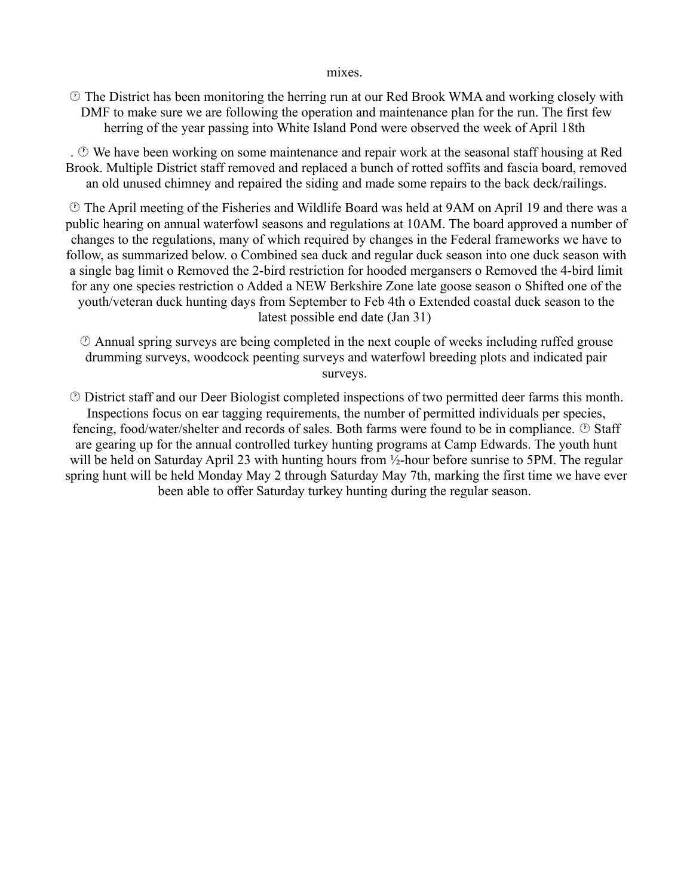mixes.

 The District has been monitoring the herring run at our Red Brook WMA and working closely with DMF to make sure we are following the operation and maintenance plan for the run. The first few herring of the year passing into White Island Pond were observed the week of April 18th

.  We have been working on some maintenance and repair work at the seasonal staff housing at Red Brook. Multiple District staff removed and replaced a bunch of rotted soffits and fascia board, removed an old unused chimney and repaired the siding and made some repairs to the back deck/railings.

 The April meeting of the Fisheries and Wildlife Board was held at 9AM on April 19 and there was a public hearing on annual waterfowl seasons and regulations at 10AM. The board approved a number of changes to the regulations, many of which required by changes in the Federal frameworks we have to follow, as summarized below. o Combined sea duck and regular duck season into one duck season with a single bag limit o Removed the 2-bird restriction for hooded mergansers o Removed the 4-bird limit for any one species restriction o Added a NEW Berkshire Zone late goose season o Shifted one of the youth/veteran duck hunting days from September to Feb 4th o Extended coastal duck season to the latest possible end date (Jan 31)

 Annual spring surveys are being completed in the next couple of weeks including ruffed grouse drumming surveys, woodcock peenting surveys and waterfowl breeding plots and indicated pair surveys.

 District staff and our Deer Biologist completed inspections of two permitted deer farms this month. Inspections focus on ear tagging requirements, the number of permitted individuals per species, fencing, food/water/shelter and records of sales. Both farms were found to be in compliance.  Staff are gearing up for the annual controlled turkey hunting programs at Camp Edwards. The youth hunt will be held on Saturday April 23 with hunting hours from ½-hour before sunrise to 5PM. The regular spring hunt will be held Monday May 2 through Saturday May 7th, marking the first time we have ever been able to offer Saturday turkey hunting during the regular season.